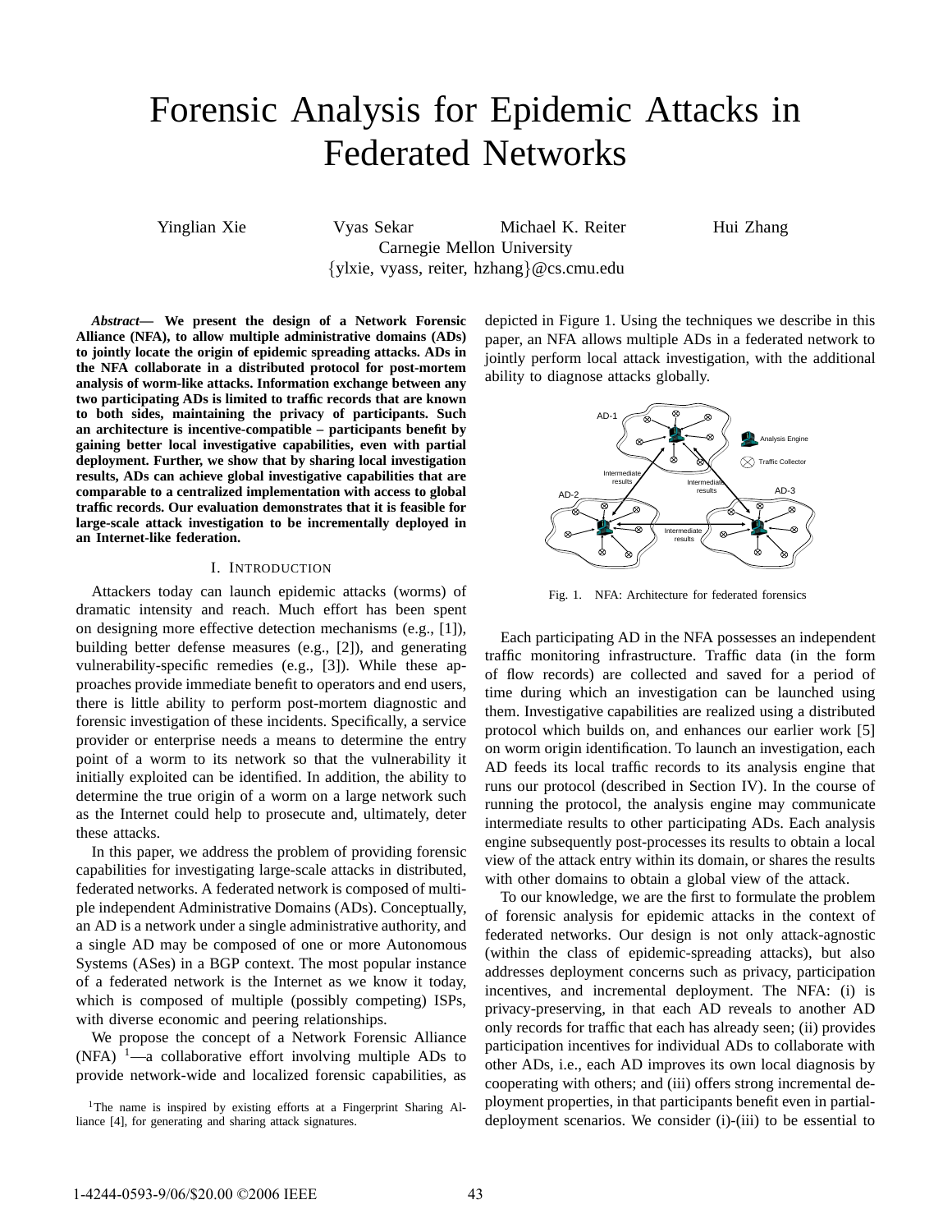# Forensic Analysis for Epidemic Attacks in Federated Networks

Yinglian Xie Vyas Sekar Michael K. Reiter Hui Zhang

Carnegie Mellon University

{ylxie, vyass, reiter, hzhang}@cs.cmu.edu

***Abstract*— We present the design of a Network Forensic Alliance (NFA), to allow multiple administrative domains (ADs) to jointly locate the origin of epidemic spreading attacks. ADs in the NFA collaborate in a distributed protocol for post-mortem analysis of worm-like attacks. Information exchange between any two participating ADs is limited to traffic records that are known to both sides, maintaining the privacy of participants. Such an architecture is incentive-compatible – participants benefit by gaining better local investigative capabilities, even with partial deployment. Further, we show that by sharing local investigation results, ADs can achieve global investigative capabilities that are comparable to a centralized implementation with access to global traffic records. Our evaluation demonstrates that it is feasible for large-scale attack investigation to be incrementally deployed in an Internet-like federation.**

## I. Introduction

Attackers today can launch epidemic attacks (worms) of dramatic intensity and reach. Much effort has been spent on designing more effective detection mechanisms (e.g., [1]), building better defense measures (e.g., [2]), and generating vulnerability-specific remedies (e.g., [3]). While these approaches provide immediate benefit to operators and end users, there is little ability to perform post-mortem diagnostic and forensic investigation of these incidents. Specifically, a service provider or enterprise needs a means to determine the entry point of a worm to its network so that the vulnerability it initially exploited can be identified. In addition, the ability to determine the true origin of a worm on a large network such as the Internet could help to prosecute and, ultimately, deter these attacks.

In this paper, we address the problem of providing forensic capabilities for investigating large-scale attacks in distributed, federated networks. A federated network is composed of multiple independent Administrative Domains (ADs). Conceptually, an AD is a network under a single administrative authority, and a single AD may be composed of one or more Autonomous Systems (ASes) in a BGP context. The most popular instance of a federated network is the Internet as we know it today, which is composed of multiple (possibly competing) ISPs, with diverse economic and peering relationships.

We propose the concept of a Network Forensic Alliance (NFA) [1]—a collaborative effort involving multiple ADs to provide network-wide and localized forensic capabilities, as depicted in Figure 1. Using the techniques we describe in this paper, an NFA allows multiple ADs in a federated network to jointly perform local attack investigation, with the additional ability to diagnose attacks globally.

AD-1
Analysis Engine
Traffic Collector
Intermediate results
Intermediate results
AD-2
AD-3
Intermediate results

Fig. 1. NFA: Architecture for federated forensics

Each participating AD in the NFA possesses an independent traffic monitoring infrastructure. Traffic data (in the form of flow records) are collected and saved for a period of time during which an investigation can be launched using them. Investigative capabilities are realized using a distributed protocol which builds on, and enhances our earlier work [5] on worm origin identification. To launch an investigation, each AD feeds its local traffic records to its analysis engine that runs our protocol (described in Section IV). In the course of running the protocol, the analysis engine may communicate intermediate results to other participating ADs. Each analysis engine subsequently post-processes its results to obtain a local view of the attack entry within its domain, or shares the results with other domains to obtain a global view of the attack.

To our knowledge, we are the first to formulate the problem of forensic analysis for epidemic attacks in the context of federated networks. Our design is not only attack-agnostic (within the class of epidemic-spreading attacks), but also addresses deployment concerns such as privacy, participation incentives, and incremental deployment. The NFA: (i) is privacy-preserving, in that each AD reveals to another AD only records for traffic that each has already seen; (ii) provides participation incentives for individual ADs to collaborate with other ADs, i.e., each AD improves its own local diagnosis by cooperating with others; and (iii) offers strong incremental deployment properties, in that participants benefit even in partial-deployment scenarios. We consider (i)-(iii) to be essential to

[1] The name is inspired by existing efforts at a Fingerprint Sharing Alliance [4], for generating and sharing attack signatures.

1-4244-0593-9/06/$20.00 ©2006 IEEE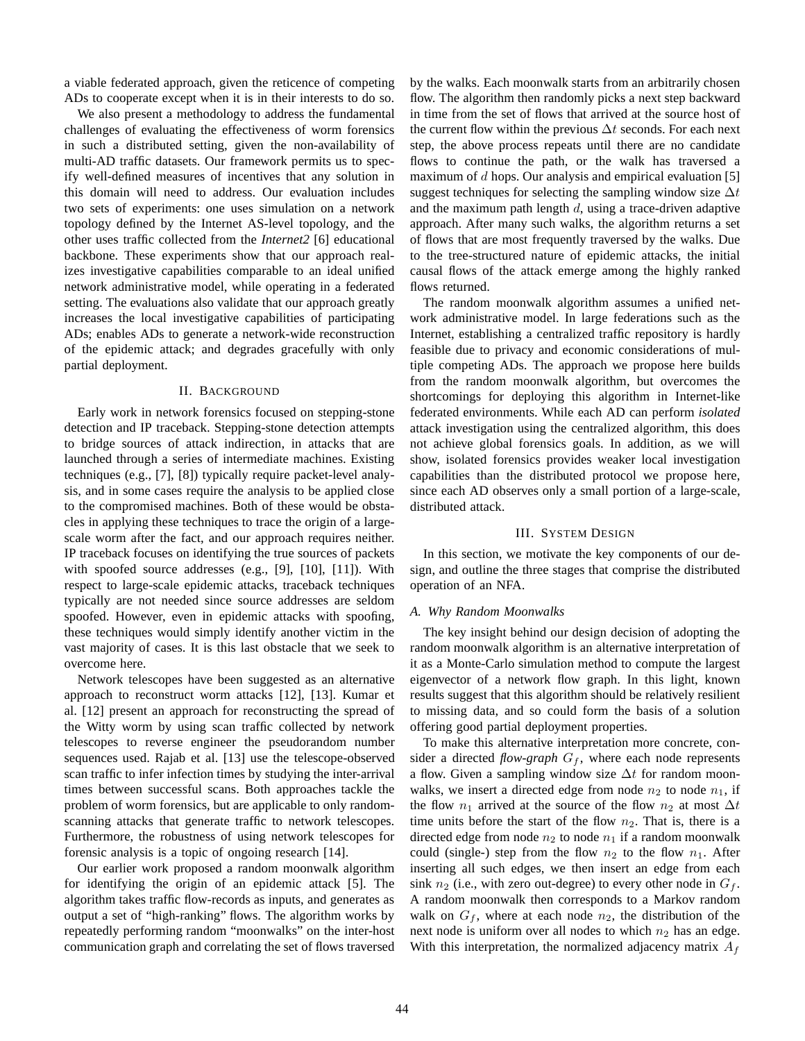a viable federated approach, given the reticence of competing ADs to cooperate except when it is in their interests to do so.

We also present a methodology to address the fundamental challenges of evaluating the effectiveness of worm forensics in such a distributed setting, given the non-availability of multi-AD traffic datasets. Our framework permits us to specify well-defined measures of incentives that any solution in this domain will need to address. Our evaluation includes two sets of experiments: one uses simulation on a network topology defined by the Internet AS-level topology, and the other uses traffic collected from the *Internet2* [6] educational backbone. These experiments show that our approach realizes investigative capabilities comparable to an ideal unified network administrative model, while operating in a federated setting. The evaluations also validate that our approach greatly increases the local investigative capabilities of participating ADs; enables ADs to generate a network-wide reconstruction of the epidemic attack; and degrades gracefully with only partial deployment.

## II. Background

Early work in network forensics focused on stepping-stone detection and IP traceback. Stepping-stone detection attempts to bridge sources of attack indirection, in attacks that are launched through a series of intermediate machines. Existing techniques (e.g., [7], [8]) typically require packet-level analysis, and in some cases require the analysis to be applied close to the compromised machines. Both of these would be obstacles in applying these techniques to trace the origin of a large-scale worm after the fact, and our approach requires neither. IP traceback focuses on identifying the true sources of packets with spoofed source addresses (e.g., [9], [10], [11]). With respect to large-scale epidemic attacks, traceback techniques typically are not needed since source addresses are seldom spoofed. However, even in epidemic attacks with spoofing, these techniques would simply identify another victim in the vast majority of cases. It is this last obstacle that we seek to overcome here.

Network telescopes have been suggested as an alternative approach to reconstruct worm attacks [12], [13]. Kumar et al. [12] present an approach for reconstructing the spread of the Witty worm by using scan traffic collected by network telescopes to reverse engineer the pseudorandom number sequences used. Rajab et al. [13] use the telescope-observed scan traffic to infer infection times by studying the inter-arrival times between successful scans. Both approaches tackle the problem of worm forensics, but are applicable to only random-scanning attacks that generate traffic to network telescopes. Furthermore, the robustness of using network telescopes for forensic analysis is a topic of ongoing research [14].

Our earlier work proposed a random moonwalk algorithm for identifying the origin of an epidemic attack [5]. The algorithm takes traffic flow-records as inputs, and generates as output a set of "high-ranking" flows. The algorithm works by repeatedly performing random "moonwalks" on the inter-host communication graph and correlating the set of flows traversed by the walks. Each moonwalk starts from an arbitrarily chosen flow. The algorithm then randomly picks a next step backward in time from the set of flows that arrived at the source host of the current flow within the previous $\Delta t$ seconds. For each next step, the above process repeats until there are no candidate flows to continue the path, or the walk has traversed a maximum of $d$ hops. Our analysis and empirical evaluation [5] suggest techniques for selecting the sampling window size $\Delta t$ and the maximum path length $d$, using a trace-driven adaptive approach. After many such walks, the algorithm returns a set of flows that are most frequently traversed by the walks. Due to the tree-structured nature of epidemic attacks, the initial causal flows of the attack emerge among the highly ranked flows returned.

The random moonwalk algorithm assumes a unified network administrative model. In large federations such as the Internet, establishing a centralized traffic repository is hardly feasible due to privacy and economic considerations of multiple competing ADs. The approach we propose here builds from the random moonwalk algorithm, but overcomes the shortcomings for deploying this algorithm in Internet-like federated environments. While each AD can perform *isolated* attack investigation using the centralized algorithm, this does not achieve global forensics goals. In addition, as we will show, isolated forensics provides weaker local investigation capabilities than the distributed protocol we propose here, since each AD observes only a small portion of a large-scale, distributed attack.

## III. System Design

In this section, we motivate the key components of our design, and outline the three stages that comprise the distributed operation of an NFA.

### A. Why Random Moonwalks

The key insight behind our design decision of adopting the random moonwalk algorithm is an alternative interpretation of it as a Monte-Carlo simulation method to compute the largest eigenvector of a network flow graph. In this light, known results suggest that this algorithm should be relatively resilient to missing data, and so could form the basis of a solution offering good partial deployment properties.

To make this alternative interpretation more concrete, consider a directed ***flow-graph*** $G_f$, where each node represents a flow. Given a sampling window size $\Delta t$ for random moonwalks, we insert a directed edge from node $n_2$ to node $n_1$, if the flow $n_1$ arrived at the source of the flow $n_2$ at most $\Delta t$ time units before the start of the flow $n_2$. That is, there is a directed edge from node $n_2$ to node $n_1$ if a random moonwalk could (single-) step from the flow $n_2$ to the flow $n_1$. After inserting all such edges, we then insert an edge from each sink $n_2$ (i.e., with zero out-degree) to every other node in $G_f$. A random moonwalk then corresponds to a Markov random walk on $G_f$, where at each node $n_2$, the distribution of the next node is uniform over all nodes to which $n_2$ has an edge. With this interpretation, the normalized adjacency matrix $A_f$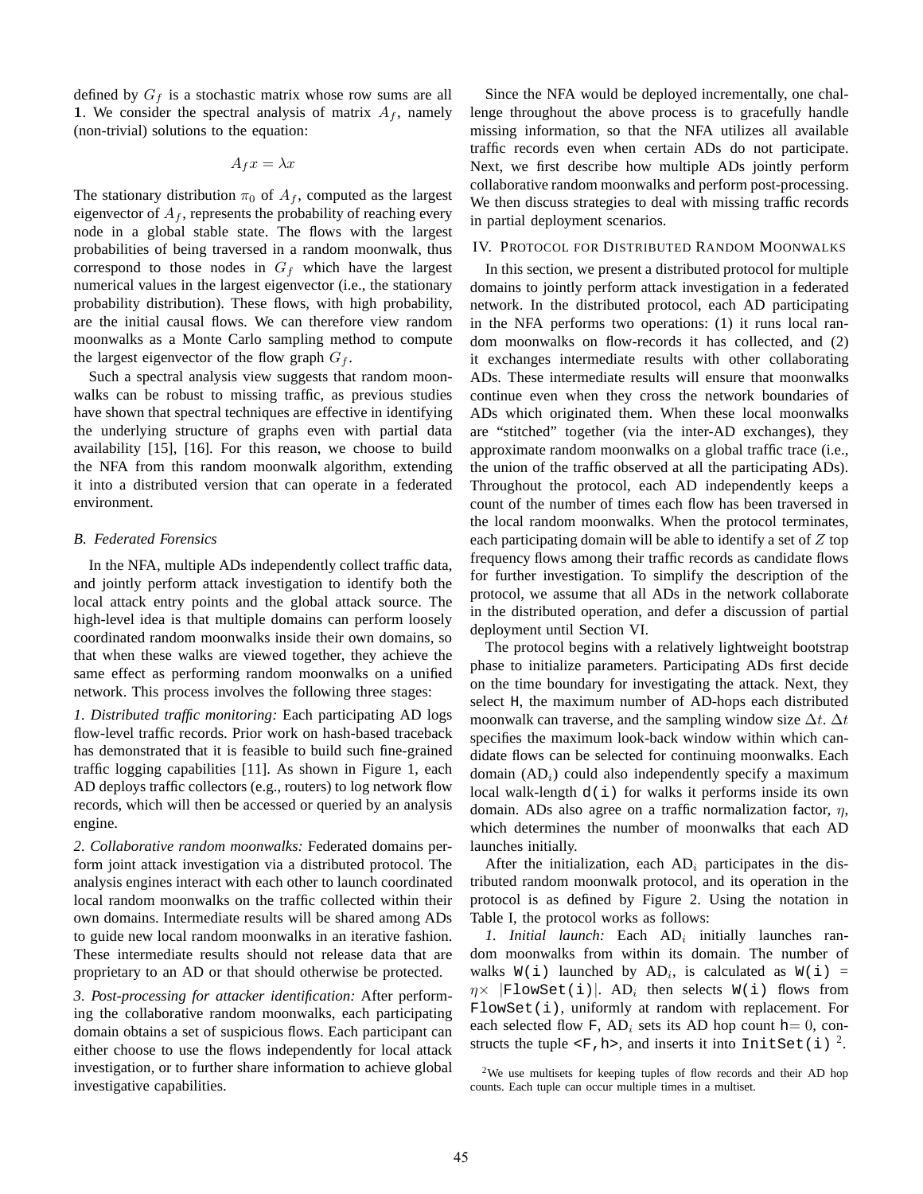defined by $G_f$ is a stochastic matrix whose row sums are all 1. We consider the spectral analysis of matrix $A_f$, namely (non-trivial) solutions to the equation:

$$A_f x = \lambda x$$

The stationary distribution $\pi_0$ of $A_f$, computed as the largest eigenvector of $A_f$, represents the probability of reaching every node in a global stable state. The flows with the largest probabilities of being traversed in a random moonwalk, thus correspond to those nodes in $G_f$ which have the largest numerical values in the largest eigenvector (i.e., the stationary probability distribution). These flows, with high probability, are the initial causal flows. We can therefore view random moonwalks as a Monte Carlo sampling method to compute the largest eigenvector of the flow graph $G_f$.

Such a spectral analysis view suggests that random moonwalks can be robust to missing traffic, as previous studies have shown that spectral techniques are effective in identifying the underlying structure of graphs even with partial data availability [15], [16]. For this reason, we choose to build the NFA from this random moonwalk algorithm, extending it into a distributed version that can operate in a federated environment.

### B. Federated Forensics

In the NFA, multiple ADs independently collect traffic data, and jointly perform attack investigation to identify both the local attack entry points and the global attack source. The high-level idea is that multiple domains can perform loosely coordinated random moonwalks inside their own domains, so that when these walks are viewed together, they achieve the same effect as performing random moonwalks on a unified network. This process involves the following three stages:

*1. Distributed traffic monitoring:* Each participating AD logs flow-level traffic records. Prior work on hash-based traceback has demonstrated that it is feasible to build such fine-grained traffic logging capabilities [11]. As shown in Figure 1, each AD deploys traffic collectors (e.g., routers) to log network flow records, which will then be accessed or queried by an analysis engine.

*2. Collaborative random moonwalks:* Federated domains perform joint attack investigation via a distributed protocol. The analysis engines interact with each other to launch coordinated local random moonwalks on the traffic collected within their own domains. Intermediate results will be shared among ADs to guide new local random moonwalks in an iterative fashion. These intermediate results should not release data that are proprietary to an AD or that should otherwise be protected.

*3. Post-processing for attacker identification:* After performing the collaborative random moonwalks, each participating domain obtains a set of suspicious flows. Each participant can either choose to use the flows independently for local attack investigation, or to further share information to achieve global investigative capabilities.

Since the NFA would be deployed incrementally, one challenge throughout the above process is to gracefully handle missing information, so that the NFA utilizes all available traffic records even when certain ADs do not participate. Next, we first describe how multiple ADs jointly perform collaborative random moonwalks and perform post-processing. We then discuss strategies to deal with missing traffic records in partial deployment scenarios.

## IV. Protocol for Distributed Random Moonwalks

In this section, we present a distributed protocol for multiple domains to jointly perform attack investigation in a federated network. In the distributed protocol, each AD participating in the NFA performs two operations: (1) it runs local random moonwalks on flow-records it has collected, and (2) it exchanges intermediate results with other collaborating ADs. These intermediate results will ensure that moonwalks continue even when they cross the network boundaries of ADs which originated them. When these local moonwalks are "stitched" together (via the inter-AD exchanges), they approximate random moonwalks on a global traffic trace (i.e., the union of the traffic observed at all the participating ADs). Throughout the protocol, each AD independently keeps a count of the number of times each flow has been traversed in the local random moonwalks. When the protocol terminates, each participating domain will be able to identify a set of $Z$ top frequency flows among their traffic records as candidate flows for further investigation. To simplify the description of the protocol, we assume that all ADs in the network collaborate in the distributed operation, and defer a discussion of partial deployment until Section VI.

The protocol begins with a relatively lightweight bootstrap phase to initialize parameters. Participating ADs first decide on the time boundary for investigating the attack. Next, they select `H`, the maximum number of AD-hops each distributed moonwalk can traverse, and the sampling window size $\Delta t$. $\Delta t$ specifies the maximum look-back window within which candidate flows can be selected for continuing moonwalks. Each domain ($\text{AD}_i$) could also independently specify a maximum local walk-length `d(i)` for walks it performs inside its own domain. ADs also agree on a traffic normalization factor, $\eta$, which determines the number of moonwalks that each AD launches initially.

After the initialization, each $\text{AD}_i$ participates in the distributed random moonwalk protocol, and its operation in the protocol is as defined by Figure 2. Using the notation in Table I, the protocol works as follows:

*1. Initial launch:* Each $\text{AD}_i$ initially launches random moonwalks from within its domain. The number of walks `W(i)` launched by $\text{AD}_i$, is calculated as `W(i)` = $\eta \times$ |`FlowSet(i)`|. $\text{AD}_i$ then selects `W(i)` flows from `FlowSet(i)`, uniformly at random with replacement. For each selected flow `F`, $\text{AD}_i$ sets its AD hop count `h`$= 0$, constructs the tuple `<F,h>`, and inserts it into `InitSet(i)` [2].

[2]We use multisets for keeping tuples of flow records and their AD hop counts. Each tuple can occur multiple times in a multiset.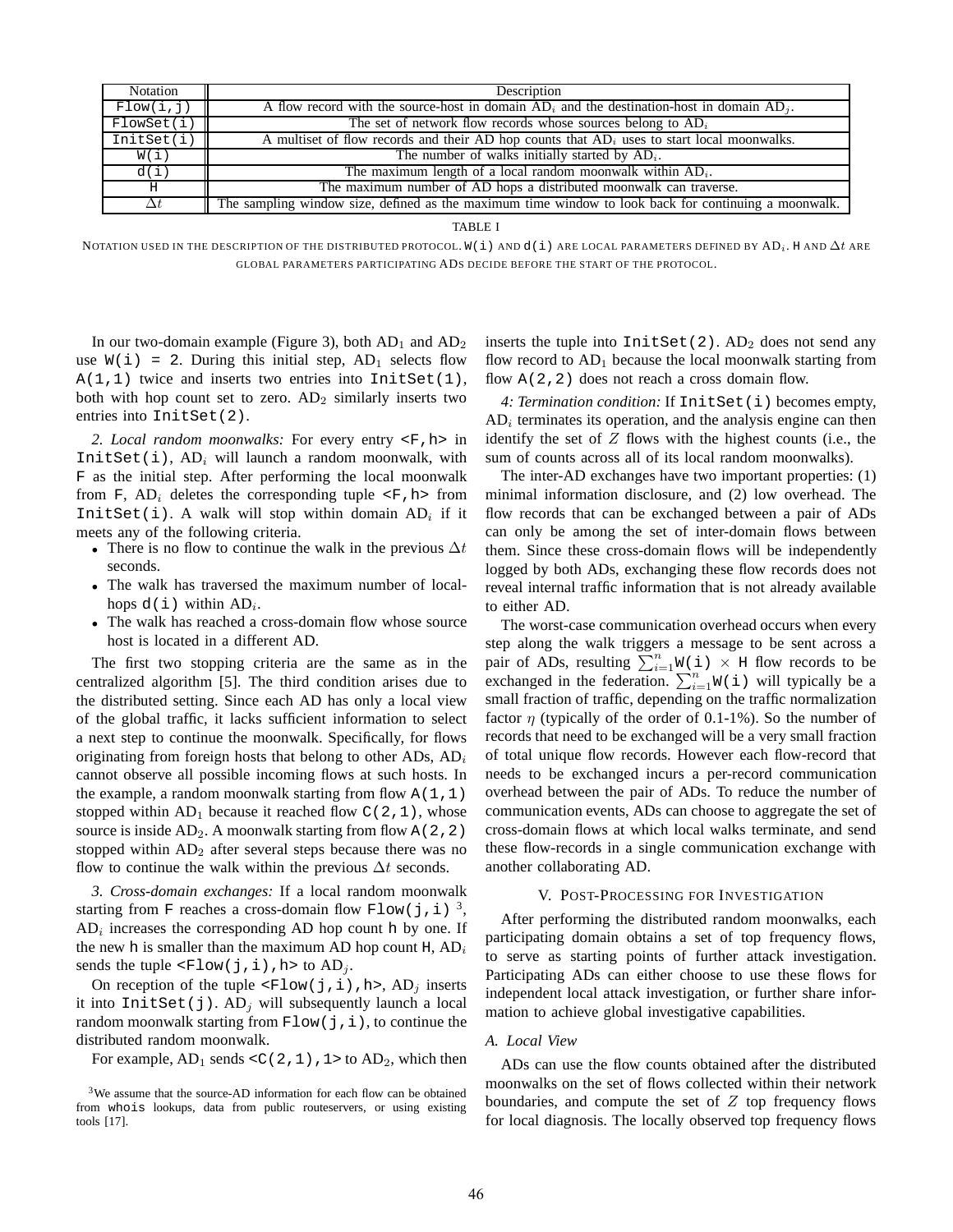| Notation | Description |
|---|---|
| `Flow(i,j)` | A flow record with the source-host in domain $AD_i$ and the destination-host in domain $AD_j$. |
| `FlowSet(i)` | The set of network flow records whose sources belong to $AD_i$ |
| `InitSet(i)` | A multiset of flow records and their AD hop counts that $AD_i$ uses to start local moonwalks. |
| `W(i)` | The number of walks initially started by $AD_i$. |
| `d(i)` | The maximum length of a local random moonwalk within $AD_i$. |
| `H` | The maximum number of AD hops a distributed moonwalk can traverse. |
| $\Delta t$ | The sampling window size, defined as the maximum time window to look back for continuing a moonwalk. |

TABLE I

NOTATION USED IN THE DESCRIPTION OF THE DISTRIBUTED PROTOCOL. `W(i)` AND `d(i)` ARE LOCAL PARAMETERS DEFINED BY $AD_i$. `H` AND $\Delta t$ ARE GLOBAL PARAMETERS PARTICIPATING ADS DECIDE BEFORE THE START OF THE PROTOCOL.

In our two-domain example (Figure 3), both $AD_1$ and $AD_2$ use `W(i) = 2`. During this initial step, $AD_1$ selects flow `A(1,1)` twice and inserts two entries into `InitSet(1)`, both with hop count set to zero. $AD_2$ similarly inserts two entries into `InitSet(2)`.

*2. Local random moonwalks:* For every entry `<F,h>` in `InitSet(i)`, $AD_i$ will launch a random moonwalk, with `F` as the initial step. After performing the local moonwalk from `F`, $AD_i$ deletes the corresponding tuple `<F,h>` from `InitSet(i)`. A walk will stop within domain $AD_i$ if it meets any of the following criteria.

- There is no flow to continue the walk in the previous $\Delta t$ seconds.
- The walk has traversed the maximum number of local-hops `d(i)` within $AD_i$.
- The walk has reached a cross-domain flow whose source host is located in a different AD.

The first two stopping criteria are the same as in the centralized algorithm [5]. The third condition arises due to the distributed setting. Since each AD has only a local view of the global traffic, it lacks sufficient information to select a next step to continue the moonwalk. Specifically, for flows originating from foreign hosts that belong to other ADs, $AD_i$ cannot observe all possible incoming flows at such hosts. In the example, a random moonwalk starting from flow `A(1,1)` stopped within $AD_1$ because it reached flow `C(2,1)`, whose source is inside $AD_2$. A moonwalk starting from flow `A(2,2)` stopped within $AD_2$ after several steps because there was no flow to continue the walk within the previous $\Delta t$ seconds.

*3. Cross-domain exchanges:* If a local random moonwalk starting from `F` reaches a cross-domain flow `Flow(j,i)` [3], $AD_i$ increases the corresponding AD hop count `h` by one. If the new `h` is smaller than the maximum AD hop count `H`, $AD_i$ sends the tuple `<Flow(j,i),h>` to $AD_j$.

On reception of the tuple `<Flow(j,i),h>`, $AD_j$ inserts it into `InitSet(j)`. $AD_j$ will subsequently launch a local random moonwalk starting from `Flow(j,i)`, to continue the distributed random moonwalk.

For example, $AD_1$ sends `<C(2,1),1>` to $AD_2$, which then inserts the tuple into `InitSet(2)`. $AD_2$ does not send any flow record to $AD_1$ because the local moonwalk starting from flow `A(2,2)` does not reach a cross domain flow.

*4: Termination condition:* If `InitSet(i)` becomes empty, $AD_i$ terminates its operation, and the analysis engine can then identify the set of $Z$ flows with the highest counts (i.e., the sum of counts across all of its local random moonwalks).

The inter-AD exchanges have two important properties: (1) minimal information disclosure, and (2) low overhead. The flow records that can be exchanged between a pair of ADs can only be among the set of inter-domain flows between them. Since these cross-domain flows will be independently logged by both ADs, exchanging these flow records does not reveal internal traffic information that is not already available to either AD.

The worst-case communication overhead occurs when every step along the walk triggers a message to be sent across a pair of ADs, resulting $\sum_{i=1}^{n}$`W(i)` $\times$ `H` flow records to be exchanged in the federation. $\sum_{i=1}^{n}$`W(i)` will typically be a small fraction of traffic, depending on the traffic normalization factor $\eta$ (typically of the order of 0.1-1%). So the number of records that need to be exchanged will be a very small fraction of total unique flow records. However each flow-record that needs to be exchanged incurs a per-record communication overhead between the pair of ADs. To reduce the number of communication events, ADs can choose to aggregate the set of cross-domain flows at which local walks terminate, and send these flow-records in a single communication exchange with another collaborating AD.

## V. POST-PROCESSING FOR INVESTIGATION

After performing the distributed random moonwalks, each participating domain obtains a set of top frequency flows, to serve as starting points of further attack investigation. Participating ADs can either choose to use these flows for independent local attack investigation, or further share information to achieve global investigative capabilities.

### A. Local View

ADs can use the flow counts obtained after the distributed moonwalks on the set of flows collected within their network boundaries, and compute the set of $Z$ top frequency flows for local diagnosis. The locally observed top frequency flows

[3] We assume that the source-AD information for each flow can be obtained from `whois` lookups, data from public routeservers, or using existing tools [17].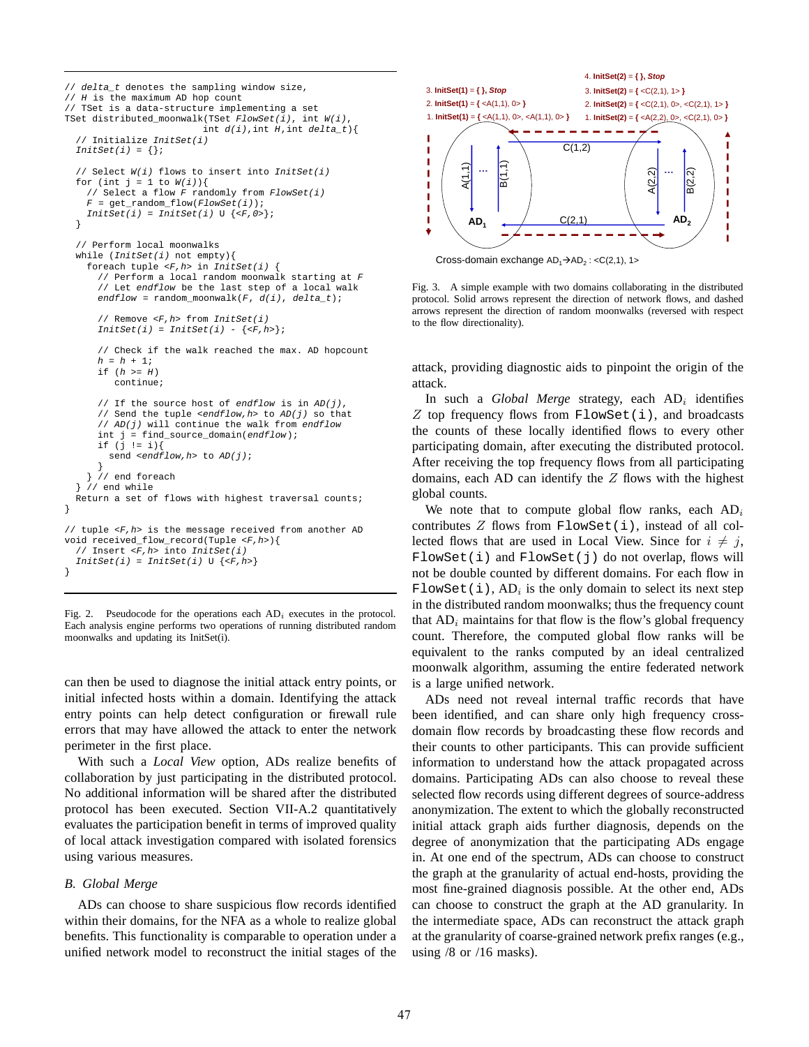```
// delta_t denotes the sampling window size,
// H is the maximum AD hop count
// TSet is a data-structure implementing a set
TSet distributed_moonwalk(TSet FlowSet(i), int W(i),
                          int d(i),int H,int delta_t){
  // Initialize InitSet(i)
  InitSet(i) = {};

  // Select W(i) flows to insert into InitSet(i)
  for (int j = 1 to W(i)){
    // Select a flow F randomly from FlowSet(i)
    F = get_random_flow(FlowSet(i));
    InitSet(i) = InitSet(i) U {<F,0>};
  }

  // Perform local moonwalks
  while (InitSet(i) not empty){
    foreach tuple <F,h> in InitSet(i) {
      // Perform a local random moonwalk starting at F
      // Let endflow be the last step of a local walk
      endflow = random_moonwalk(F, d(i), delta_t);

      // Remove <F,h> from InitSet(i)
      InitSet(i) = InitSet(i) - {<F,h>};

      // Check if the walk reached the max. AD hopcount
      h = h + 1;
      if (h >= H)
         continue;

      // If the source host of endflow is in AD(j),
      // Send the tuple <endflow,h> to AD(j) so that
      // AD(j) will continue the walk from endflow
      int j = find_source_domain(endflow);
      if (j != i){
        send <endflow,h> to AD(j);
      }
    } // end foreach
  } // end while
  Return a set of flows with highest traversal counts;
}

// tuple <F,h> is the message received from another AD
void received_flow_record(Tuple <F,h>){
  // Insert <F,h> into InitSet(i)
  InitSet(i) = InitSet(i) U {<F,h>}
}
```

Fig. 2. Pseudocode for the operations each $AD_i$ executes in the protocol. Each analysis engine performs two operations of running distributed random moonwalks and updating its InitSet(i).

can then be used to diagnose the initial attack entry points, or initial infected hosts within a domain. Identifying the attack entry points can help detect configuration or firewall rule errors that may have allowed the attack to enter the network perimeter in the first place.

With such a *Local View* option, ADs realize benefits of collaboration by just participating in the distributed protocol. No additional information will be shared after the distributed protocol has been executed. Section VII-A.2 quantitatively evaluates the participation benefit in terms of improved quality of local attack investigation compared with isolated forensics using various measures.

### B. Global Merge

ADs can choose to share suspicious flow records identified within their domains, for the NFA as a whole to realize global benefits. This functionality is comparable to operation under a unified network model to reconstruct the initial stages of the attack, providing diagnostic aids to pinpoint the origin of the attack.

4. InitSet(2) = { }, Stop
3. InitSet(1) = { }, Stop
3. InitSet(2) = { <C(2,1), 1> }
2. InitSet(1) = { <A(1,1), 0> }
2. InitSet(2) = { <C(2,1), 0>, <C(2,1), 1> }
1. InitSet(1) = { <A(1,1), 0>, <A(1,1), 0> }
1. InitSet(2) = { <A(2,2), 0>, <C(2,1), 0> }
C(1,2)
A(1,1)
B(1,1)
A(2,2)
B(2,2)
AD1
C(2,1)
AD2
Cross-domain exchange $AD_1 \rightarrow AD_2$ : <C(2,1), 1>

Fig. 3. A simple example with two domains collaborating in the distributed protocol. Solid arrows represent the direction of network flows, and dashed arrows represent the direction of random moonwalks (reversed with respect to the flow directionality).

In such a *Global Merge* strategy, each $AD_i$ identifies $Z$ top frequency flows from FlowSet(i), and broadcasts the counts of these locally identified flows to every other participating domain, after executing the distributed protocol. After receiving the top frequency flows from all participating domains, each AD can identify the $Z$ flows with the highest global counts.

We note that to compute global flow ranks, each $AD_i$ contributes $Z$ flows from FlowSet(i), instead of all collected flows that are used in Local View. Since for $i \neq j$, FlowSet(i) and FlowSet(j) do not overlap, flows will not be double counted by different domains. For each flow in FlowSet(i), $AD_i$ is the only domain to select its next step in the distributed random moonwalks; thus the frequency count that $AD_i$ maintains for that flow is the flow's global frequency count. Therefore, the computed global flow ranks will be equivalent to the ranks computed by an ideal centralized moonwalk algorithm, assuming the entire federated network is a large unified network.

ADs need not reveal internal traffic records that have been identified, and can share only high frequency cross-domain flow records by broadcasting these flow records and their counts to other participants. This can provide sufficient information to understand how the attack propagated across domains. Participating ADs can also choose to reveal these selected flow records using different degrees of source-address anonymization. The extent to which the globally reconstructed initial attack graph aids further diagnosis, depends on the degree of anonymization that the participating ADs engage in. At one end of the spectrum, ADs can choose to construct the graph at the granularity of actual end-hosts, providing the most fine-grained diagnosis possible. At the other end, ADs can choose to construct the graph at the AD granularity. In the intermediate space, ADs can reconstruct the attack graph at the granularity of coarse-grained network prefix ranges (e.g., using /8 or /16 masks).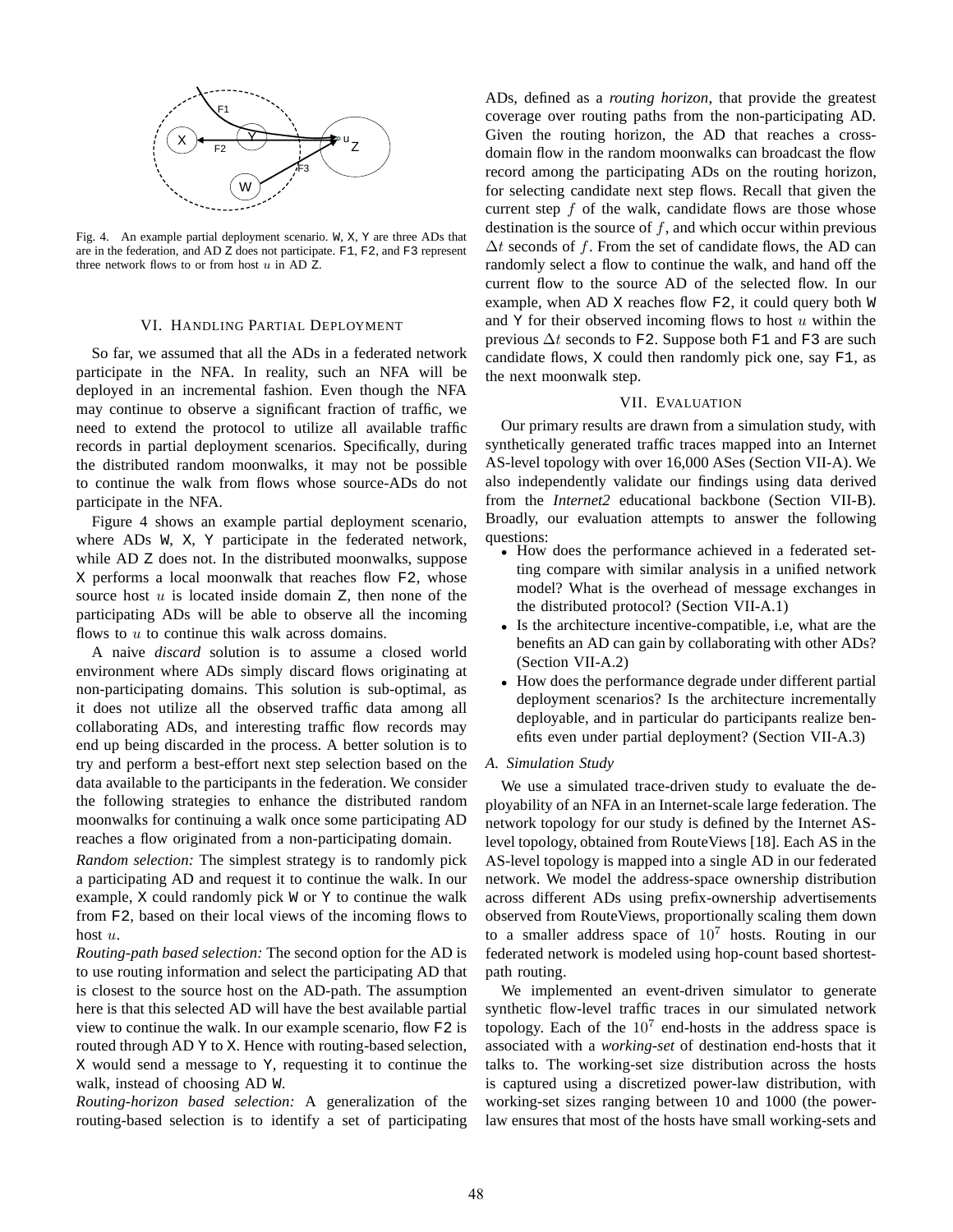F1

X Y u Z

F2

F3

W

Fig. 4. An example partial deployment scenario. W, X, Y are three ADs that are in the federation, and AD Z does not participate. F1, F2, and F3 represent three network flows to or from host $u$ in AD Z.

## VI. Handling Partial Deployment

So far, we assumed that all the ADs in a federated network participate in the NFA. In reality, such an NFA will be deployed in an incremental fashion. Even though the NFA may continue to observe a significant fraction of traffic, we need to extend the protocol to utilize all available traffic records in partial deployment scenarios. Specifically, during the distributed random moonwalks, it may not be possible to continue the walk from flows whose source-ADs do not participate in the NFA.

Figure 4 shows an example partial deployment scenario, where ADs W, X, Y participate in the federated network, while AD Z does not. In the distributed moonwalks, suppose X performs a local moonwalk that reaches flow F2, whose source host $u$ is located inside domain Z, then none of the participating ADs will be able to observe all the incoming flows to $u$ to continue this walk across domains.

A naive *discard* solution is to assume a closed world environment where ADs simply discard flows originating at non-participating domains. This solution is sub-optimal, as it does not utilize all the observed traffic data among all collaborating ADs, and interesting traffic flow records may end up being discarded in the process. A better solution is to try and perform a best-effort next step selection based on the data available to the participants in the federation. We consider the following strategies to enhance the distributed random moonwalks for continuing a walk once some participating AD reaches a flow originated from a non-participating domain.

*Random selection:* The simplest strategy is to randomly pick a participating AD and request it to continue the walk. In our example, X could randomly pick W or Y to continue the walk from F2, based on their local views of the incoming flows to host $u$.

*Routing-path based selection:* The second option for the AD is to use routing information and select the participating AD that is closest to the source host on the AD-path. The assumption here is that this selected AD will have the best available partial view to continue the walk. In our example scenario, flow F2 is routed through AD Y to X. Hence with routing-based selection, X would send a message to Y, requesting it to continue the walk, instead of choosing AD W.

*Routing-horizon based selection:* A generalization of the routing-based selection is to identify a set of participating ADs, defined as a *routing horizon*, that provide the greatest coverage over routing paths from the non-participating AD. Given the routing horizon, the AD that reaches a cross-domain flow in the random moonwalks can broadcast the flow record among the participating ADs on the routing horizon, for selecting candidate next step flows. Recall that given the current step $f$ of the walk, candidate flows are those whose destination is the source of $f$, and which occur within previous $\Delta t$ seconds of $f$. From the set of candidate flows, the AD can randomly select a flow to continue the walk, and hand off the current flow to the source AD of the selected flow. In our example, when AD X reaches flow F2, it could query both W and Y for their observed incoming flows to host $u$ within the previous $\Delta t$ seconds to F2. Suppose both F1 and F3 are such candidate flows, X could then randomly pick one, say F1, as the next moonwalk step.

## VII. Evaluation

Our primary results are drawn from a simulation study, with synthetically generated traffic traces mapped into an Internet AS-level topology with over 16,000 ASes (Section VII-A). We also independently validate our findings using data derived from the *Internet2* educational backbone (Section VII-B). Broadly, our evaluation attempts to answer the following questions:

- How does the performance achieved in a federated setting compare with similar analysis in a unified network model? What is the overhead of message exchanges in the distributed protocol? (Section VII-A.1)
- Is the architecture incentive-compatible, i.e, what are the benefits an AD can gain by collaborating with other ADs? (Section VII-A.2)
- How does the performance degrade under different partial deployment scenarios? Is the architecture incrementally deployable, and in particular do participants realize benefits even under partial deployment? (Section VII-A.3)

### A. Simulation Study

We use a simulated trace-driven study to evaluate the deployability of an NFA in an Internet-scale large federation. The network topology for our study is defined by the Internet AS-level topology, obtained from RouteViews [18]. Each AS in the AS-level topology is mapped into a single AD in our federated network. We model the address-space ownership distribution across different ADs using prefix-ownership advertisements observed from RouteViews, proportionally scaling them down to a smaller address space of $10^7$ hosts. Routing in our federated network is modeled using hop-count based shortest-path routing.

We implemented an event-driven simulator to generate synthetic flow-level traffic traces in our simulated network topology. Each of the $10^7$ end-hosts in the address space is associated with a *working-set* of destination end-hosts that it talks to. The working-set size distribution across the hosts is captured using a discretized power-law distribution, with working-set sizes ranging between 10 and 1000 (the power-law ensures that most of the hosts have small working-sets and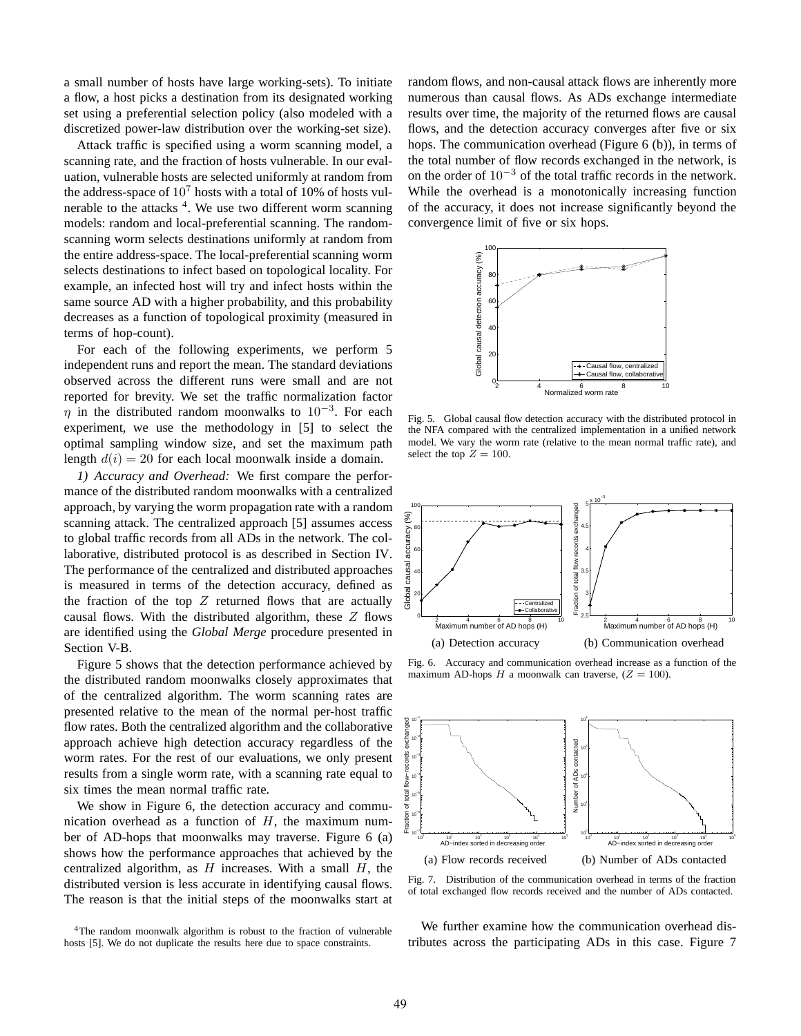a small number of hosts have large working-sets). To initiate a flow, a host picks a destination from its designated working set using a preferential selection policy (also modeled with a discretized power-law distribution over the working-set size).

Attack traffic is specified using a worm scanning model, a scanning rate, and the fraction of hosts vulnerable. In our evaluation, vulnerable hosts are selected uniformly at random from the address-space of $10^7$ hosts with a total of 10% of hosts vulnerable to the attacks [4]. We use two different worm scanning models: random and local-preferential scanning. The random-scanning worm selects destinations uniformly at random from the entire address-space. The local-preferential scanning worm selects destinations to infect based on topological locality. For example, an infected host will try and infect hosts within the same source AD with a higher probability, and this probability decreases as a function of topological proximity (measured in terms of hop-count).

For each of the following experiments, we perform 5 independent runs and report the mean. The standard deviations observed across the different runs were small and are not reported for brevity. We set the traffic normalization factor $\eta$ in the distributed random moonwalks to $10^{-3}$. For each experiment, we use the methodology in [5] to select the optimal sampling window size, and set the maximum path length $d(i) = 20$ for each local moonwalk inside a domain.

*1) Accuracy and Overhead:* We first compare the performance of the distributed random moonwalks with a centralized approach, by varying the worm propagation rate with a random scanning attack. The centralized approach [5] assumes access to global traffic records from all ADs in the network. The collaborative, distributed protocol is as described in Section IV. The performance of the centralized and distributed approaches is measured in terms of the detection accuracy, defined as the fraction of the top $Z$ returned flows that are actually causal flows. With the distributed algorithm, these $Z$ flows are identified using the *Global Merge* procedure presented in Section V-B.

Figure 5 shows that the detection performance achieved by the distributed random moonwalks closely approximates that of the centralized algorithm. The worm scanning rates are presented relative to the mean of the normal per-host traffic flow rates. Both the centralized algorithm and the collaborative approach achieve high detection accuracy regardless of the worm rates. For the rest of our evaluations, we only present results from a single worm rate, with a scanning rate equal to six times the mean normal traffic rate.

We show in Figure 6, the detection accuracy and communication overhead as a function of $H$, the maximum number of AD-hops that moonwalks may traverse. Figure 6 (a) shows how the performance approaches that achieved by the centralized algorithm, as $H$ increases. With a small $H$, the distributed version is less accurate in identifying causal flows. The reason is that the initial steps of the moonwalks start at random flows, and non-causal attack flows are inherently more numerous than causal flows. As ADs exchange intermediate results over time, the majority of the returned flows are causal flows, and the detection accuracy converges after five or six hops. The communication overhead (Figure 6 (b)), in terms of the total number of flow records exchanged in the network, is on the order of $10^{-3}$ of the total traffic records in the network. While the overhead is a monotonically increasing function of the accuracy, it does not increase significantly beyond the convergence limit of five or six hops.

Global causal detection accuracy (%)
Normalized worm rate
Causal flow, centralized
Causal flow, collaborative

Fig. 5. Global causal flow detection accuracy with the distributed protocol in the NFA compared with the centralized implementation in a unified network model. We vary the worm rate (relative to the mean normal traffic rate), and select the top $Z = 100$.

Global causal accuracy (%)
Maximum number of AD hops (H)
Centralized
Collaborative

(a) Detection accuracy

x 10^-3
Fraction of total flow records exchanged
Maximum number of AD hops (H)

(b) Communication overhead

Fig. 6. Accuracy and communication overhead increase as a function of the maximum AD-hops $H$ a moonwalk can traverse, ($Z = 100$).

Fraction of total flow−records exchanged
AD−index sorted in decreasing order

(a) Flow records received

Number of ADs contacted
AD−index sorted in decreasing order

(b) Number of ADs contacted

Fig. 7. Distribution of the communication overhead in terms of the fraction of total exchanged flow records received and the number of ADs contacted.

We further examine how the communication overhead distributes across the participating ADs in this case. Figure 7

[4]The random moonwalk algorithm is robust to the fraction of vulnerable hosts [5]. We do not duplicate the results here due to space constraints.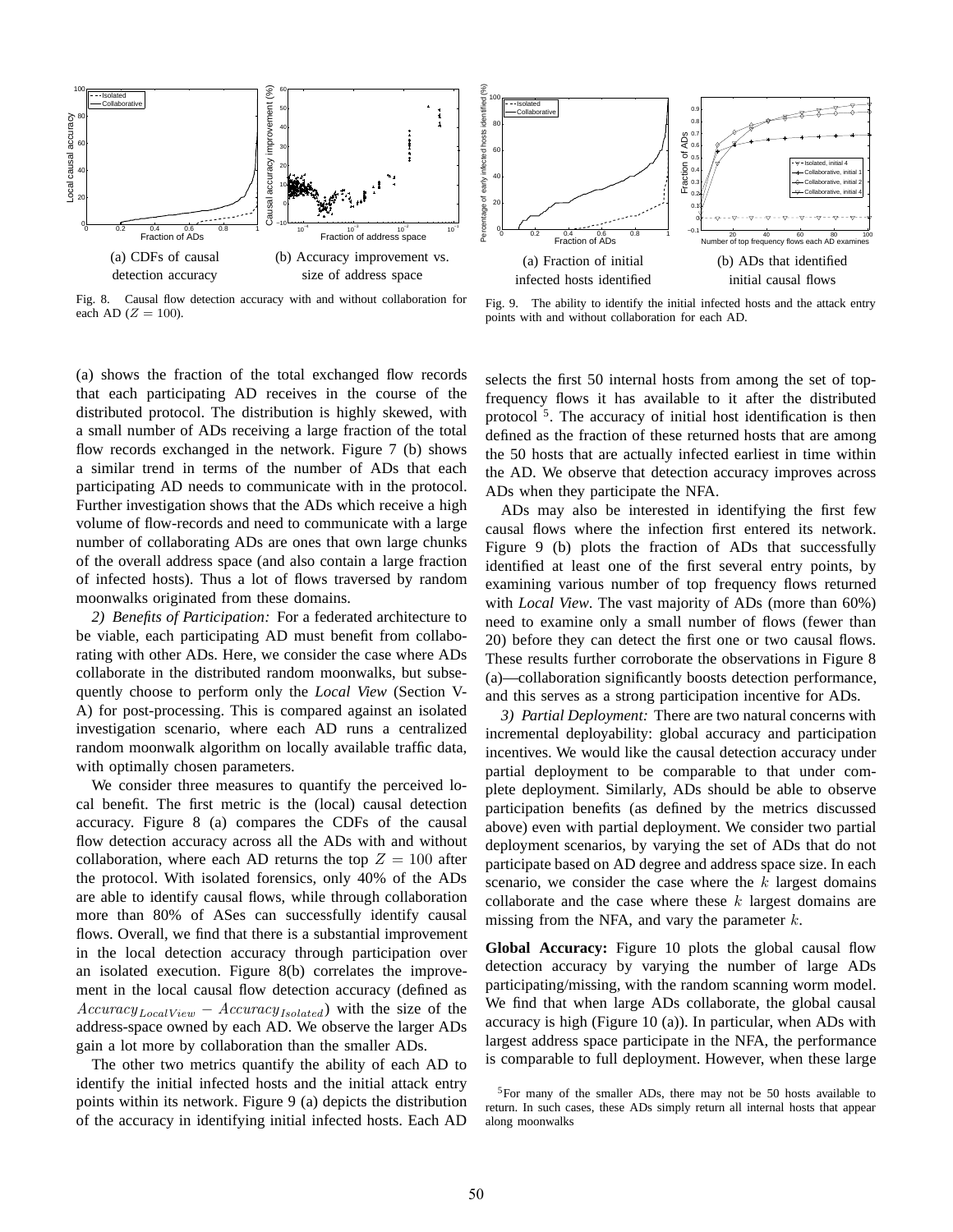Local causal accuracy

Isolated

Collaborative

Fraction of ADs

Causal accuracy improvement (%)

Fraction of address space

(a) CDFs of causal detection accuracy

(b) Accuracy improvement vs. size of address space

Fig. 8. Causal flow detection accuracy with and without collaboration for each AD ($Z = 100$).

Percentage of early infected hosts identified (%)

Isolated

Collaborative

Fraction of ADs

Fraction of ADs

Isolated, initial 4

Collaborative, initial 1

Collaborative, initial 2

Collaborative, initial 4

Number of top frequency flows each AD examines

(a) Fraction of initial infected hosts identified

(b) ADs that identified initial causal flows

Fig. 9. The ability to identify the initial infected hosts and the attack entry points with and without collaboration for each AD.

(a) shows the fraction of the total exchanged flow records that each participating AD receives in the course of the distributed protocol. The distribution is highly skewed, with a small number of ADs receiving a large fraction of the total flow records exchanged in the network. Figure 7 (b) shows a similar trend in terms of the number of ADs that each participating AD needs to communicate with in the protocol. Further investigation shows that the ADs which receive a high volume of flow-records and need to communicate with a large number of collaborating ADs are ones that own large chunks of the overall address space (and also contain a large fraction of infected hosts). Thus a lot of flows traversed by random moonwalks originated from these domains.

*2) Benefits of Participation:* For a federated architecture to be viable, each participating AD must benefit from collaborating with other ADs. Here, we consider the case where ADs collaborate in the distributed random moonwalks, but subsequently choose to perform only the *Local View* (Section V-A) for post-processing. This is compared against an isolated investigation scenario, where each AD runs a centralized random moonwalk algorithm on locally available traffic data, with optimally chosen parameters.

We consider three measures to quantify the perceived local benefit. The first metric is the (local) causal detection accuracy. Figure 8 (a) compares the CDFs of the causal flow detection accuracy across all the ADs with and without collaboration, where each AD returns the top $Z = 100$ after the protocol. With isolated forensics, only 40% of the ADs are able to identify causal flows, while through collaboration more than 80% of ASes can successfully identify causal flows. Overall, we find that there is a substantial improvement in the local detection accuracy through participation over an isolated execution. Figure 8(b) correlates the improvement in the local causal flow detection accuracy (defined as $Accuracy_{LocalView} - Accuracy_{Isolated}$) with the size of the address-space owned by each AD. We observe the larger ADs gain a lot more by collaboration than the smaller ADs.

The other two metrics quantify the ability of each AD to identify the initial infected hosts and the initial attack entry points within its network. Figure 9 (a) depicts the distribution of the accuracy in identifying initial infected hosts. Each AD selects the first 50 internal hosts from among the set of top-frequency flows it has available to it after the distributed protocol [5]. The accuracy of initial host identification is then defined as the fraction of these returned hosts that are among the 50 hosts that are actually infected earliest in time within the AD. We observe that detection accuracy improves across ADs when they participate the NFA.

ADs may also be interested in identifying the first few causal flows where the infection first entered its network. Figure 9 (b) plots the fraction of ADs that successfully identified at least one of the first several entry points, by examining various number of top frequency flows returned with *Local View*. The vast majority of ADs (more than 60%) need to examine only a small number of flows (fewer than 20) before they can detect the first one or two causal flows. These results further corroborate the observations in Figure 8 (a)—collaboration significantly boosts detection performance, and this serves as a strong participation incentive for ADs.

*3) Partial Deployment:* There are two natural concerns with incremental deployability: global accuracy and participation incentives. We would like the causal detection accuracy under partial deployment to be comparable to that under complete deployment. Similarly, ADs should be able to observe participation benefits (as defined by the metrics discussed above) even with partial deployment. We consider two partial deployment scenarios, by varying the set of ADs that do not participate based on AD degree and address space size. In each scenario, we consider the case where the $k$ largest domains collaborate and the case where these $k$ largest domains are missing from the NFA, and vary the parameter $k$.

**Global Accuracy:** Figure 10 plots the global causal flow detection accuracy by varying the number of large ADs participating/missing, with the random scanning worm model. We find that when large ADs collaborate, the global causal accuracy is high (Figure 10 (a)). In particular, when ADs with largest address space participate in the NFA, the performance is comparable to full deployment. However, when these large

[5] For many of the smaller ADs, there may not be 50 hosts available to return. In such cases, these ADs simply return all internal hosts that appear along moonwalks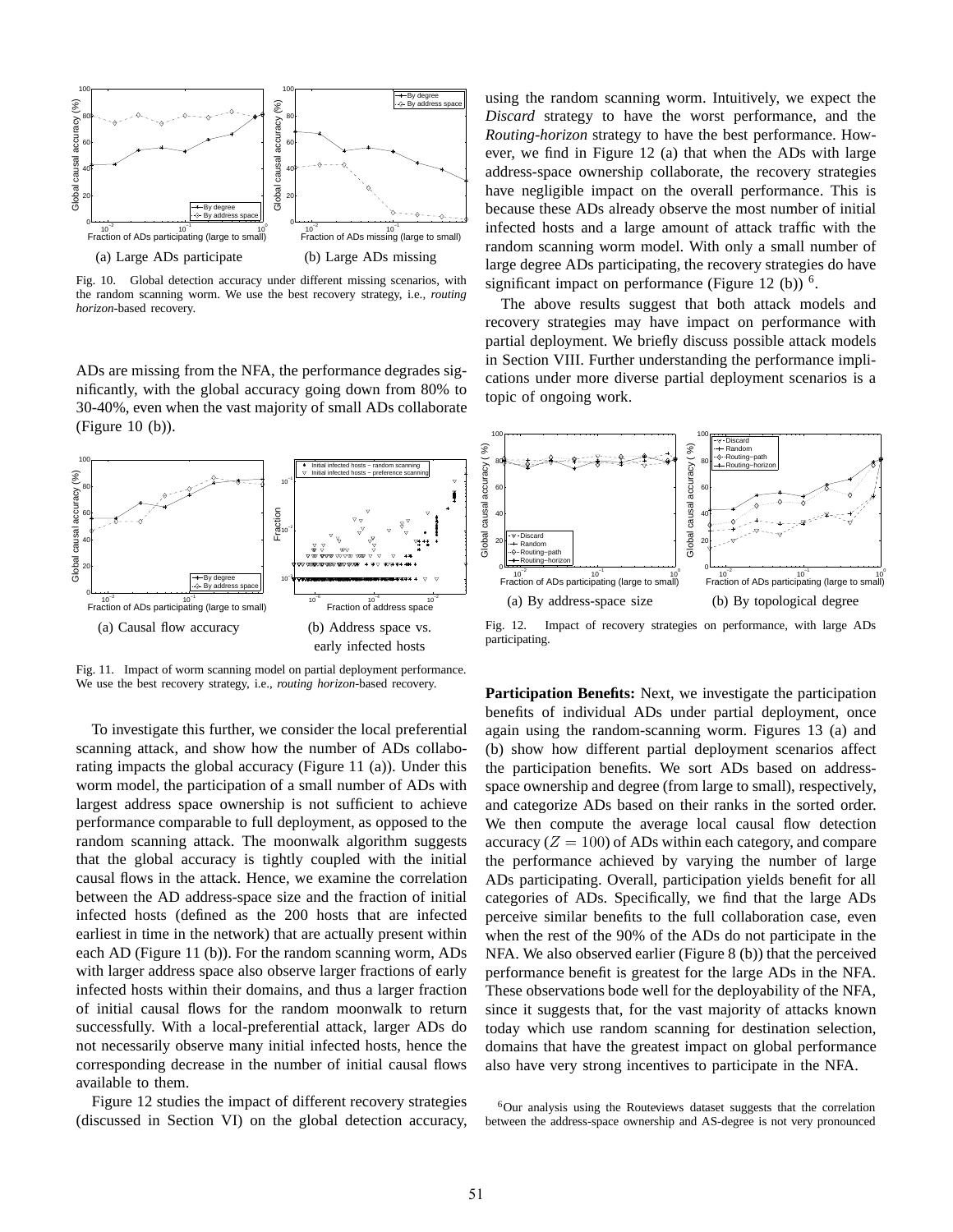(a) Large ADs participate

(b) Large ADs missing

Fig. 10. Global detection accuracy under different missing scenarios, with the random scanning worm. We use the best recovery strategy, i.e., *routing horizon*-based recovery.

ADs are missing from the NFA, the performance degrades significantly, with the global accuracy going down from 80% to 30-40%, even when the vast majority of small ADs collaborate (Figure 10 (b)).

(a) Causal flow accuracy

(b) Address space vs. early infected hosts

Fig. 11. Impact of worm scanning model on partial deployment performance. We use the best recovery strategy, i.e., *routing horizon*-based recovery.

To investigate this further, we consider the local preferential scanning attack, and show how the number of ADs collaborating impacts the global accuracy (Figure 11 (a)). Under this worm model, the participation of a small number of ADs with largest address space ownership is not sufficient to achieve performance comparable to full deployment, as opposed to the random scanning attack. The moonwalk algorithm suggests that the global accuracy is tightly coupled with the initial causal flows in the attack. Hence, we examine the correlation between the AD address-space size and the fraction of initial infected hosts (defined as the 200 hosts that are infected earliest in time in the network) that are actually present within each AD (Figure 11 (b)). For the random scanning worm, ADs with larger address space also observe larger fractions of early infected hosts within their domains, and thus a larger fraction of initial causal flows for the random moonwalk to return successfully. With a local-preferential attack, larger ADs do not necessarily observe many initial infected hosts, hence the corresponding decrease in the number of initial causal flows available to them.

Figure 12 studies the impact of different recovery strategies (discussed in Section VI) on the global detection accuracy, using the random scanning worm. Intuitively, we expect the *Discard* strategy to have the worst performance, and the *Routing-horizon* strategy to have the best performance. However, we find in Figure 12 (a) that when the ADs with large address-space ownership collaborate, the recovery strategies have negligible impact on the overall performance. This is because these ADs already observe the most number of initial infected hosts and a large amount of attack traffic with the random scanning worm model. With only a small number of large degree ADs participating, the recovery strategies do have significant impact on performance (Figure 12 (b)) [6].

The above results suggest that both attack models and recovery strategies may have impact on performance with partial deployment. We briefly discuss possible attack models in Section VIII. Further understanding the performance implications under more diverse partial deployment scenarios is a topic of ongoing work.

(a) By address-space size

(b) By topological degree

Fig. 12. Impact of recovery strategies on performance, with large ADs participating.

**Participation Benefits:** Next, we investigate the participation benefits of individual ADs under partial deployment, once again using the random-scanning worm. Figures 13 (a) and (b) show how different partial deployment scenarios affect the participation benefits. We sort ADs based on address-space ownership and degree (from large to small), respectively, and categorize ADs based on their ranks in the sorted order. We then compute the average local causal flow detection accuracy ($Z = 100$) of ADs within each category, and compare the performance achieved by varying the number of large ADs participating. Overall, participation yields benefit for all categories of ADs. Specifically, we find that the large ADs perceive similar benefits to the full collaboration case, even when the rest of the 90% of the ADs do not participate in the NFA. We also observed earlier (Figure 8 (b)) that the perceived performance benefit is greatest for the large ADs in the NFA. These observations bode well for the deployability of the NFA, since it suggests that, for the vast majority of attacks known today which use random scanning for destination selection, domains that have the greatest impact on global performance also have very strong incentives to participate in the NFA.

[6] Our analysis using the Routeviews dataset suggests that the correlation between the address-space ownership and AS-degree is not very pronounced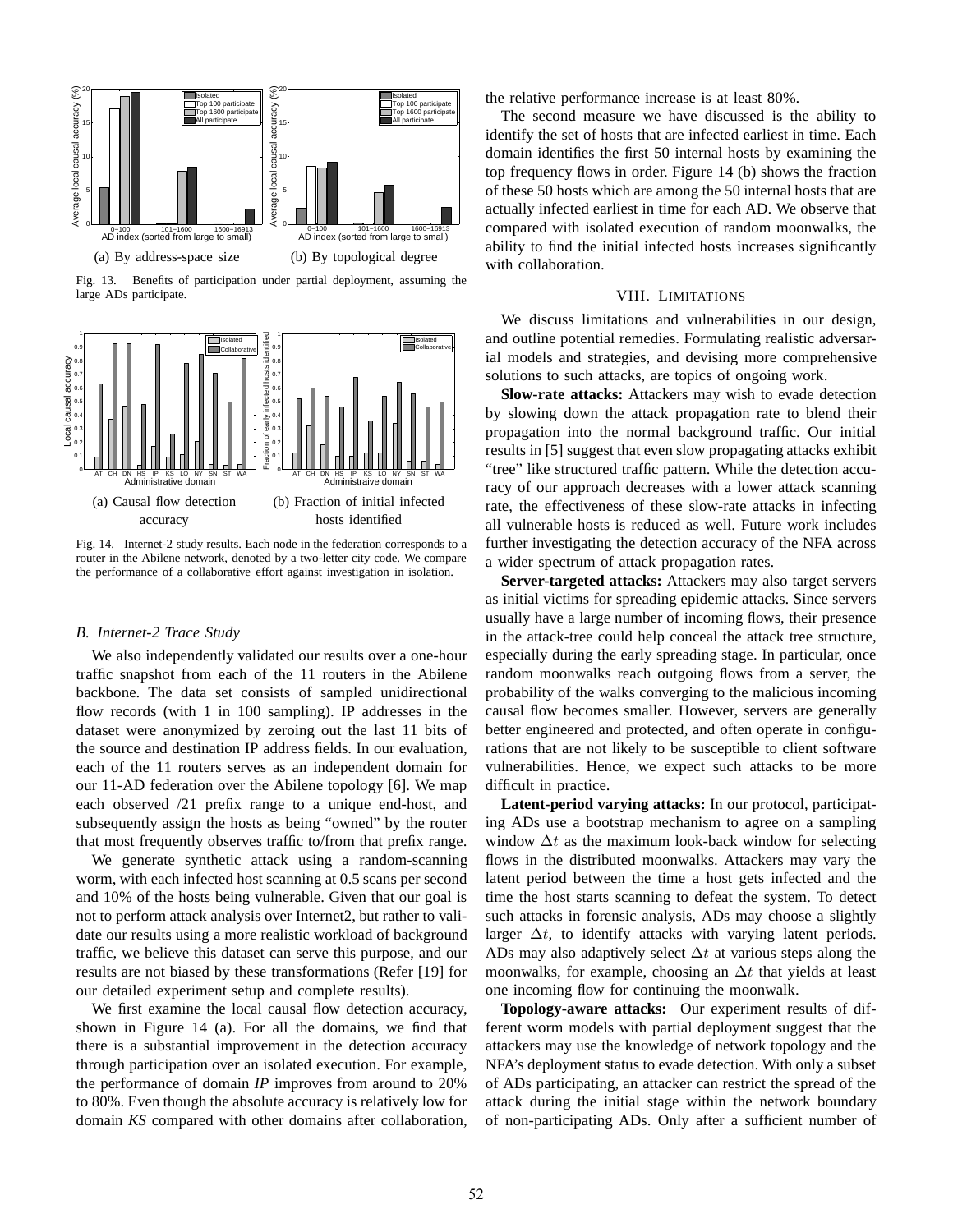20
15
10
5
0
Average local causal accuracy (%)
Isolated
Top 100 participate
Top 1600 participate
All participate
0–100
101–1600
1600–16913
AD index (sorted from large to small)

(a) By address-space size

20
15
10
5
0
Average local causal accuracy (%)
Isolated
Top 100 participate
Top 1600 participate
All participate
0–100
101–1600
1600–16913
AD index (sorted from large to small)

(b) By topological degree

Fig. 13. Benefits of participation under partial deployment, assuming the large ADs participate.

1
0.9
0.8
0.7
0.6
0.5
0.4
0.3
0.2
0.1
0
Local causal accuracy
Isolated
Collaborative
AT CH DN HS IP KS LO NY SN ST WA
Administrative domain

(a) Causal flow detection accuracy

1
0.9
0.8
0.7
0.6
0.5
0.4
0.3
0.2
0.1
0
Fraction of early infected hosts identified
Isolated
Collaborative
AT CH DN HS IP KS LO NY SN ST WA
Administraive domain

(b) Fraction of initial infected hosts identified

Fig. 14. Internet-2 study results. Each node in the federation corresponds to a router in the Abilene network, denoted by a two-letter city code. We compare the performance of a collaborative effort against investigation in isolation.

### *B. Internet-2 Trace Study*

We also independently validated our results over a one-hour traffic snapshot from each of the 11 routers in the Abilene backbone. The data set consists of sampled unidirectional flow records (with 1 in 100 sampling). IP addresses in the dataset were anonymized by zeroing out the last 11 bits of the source and destination IP address fields. In our evaluation, each of the 11 routers serves as an independent domain for our 11-AD federation over the Abilene topology [6]. We map each observed /21 prefix range to a unique end-host, and subsequently assign the hosts as being "owned" by the router that most frequently observes traffic to/from that prefix range.

We generate synthetic attack using a random-scanning worm, with each infected host scanning at 0.5 scans per second and 10% of the hosts being vulnerable. Given that our goal is not to perform attack analysis over Internet2, but rather to validate our results using a more realistic workload of background traffic, we believe this dataset can serve this purpose, and our results are not biased by these transformations (Refer [19] for our detailed experiment setup and complete results).

We first examine the local causal flow detection accuracy, shown in Figure 14 (a). For all the domains, we find that there is a substantial improvement in the detection accuracy through participation over an isolated execution. For example, the performance of domain *IP* improves from around to 20% to 80%. Even though the absolute accuracy is relatively low for domain *KS* compared with other domains after collaboration, the relative performance increase is at least 80%.

The second measure we have discussed is the ability to identify the set of hosts that are infected earliest in time. Each domain identifies the first 50 internal hosts by examining the top frequency flows in order. Figure 14 (b) shows the fraction of these 50 hosts which are among the 50 internal hosts that are actually infected earliest in time for each AD. We observe that compared with isolated execution of random moonwalks, the ability to find the initial infected hosts increases significantly with collaboration.

## VIII. Limitations

We discuss limitations and vulnerabilities in our design, and outline potential remedies. Formulating realistic adversarial models and strategies, and devising more comprehensive solutions to such attacks, are topics of ongoing work.

**Slow-rate attacks:** Attackers may wish to evade detection by slowing down the attack propagation rate to blend their propagation into the normal background traffic. Our initial results in [5] suggest that even slow propagating attacks exhibit "tree" like structured traffic pattern. While the detection accuracy of our approach decreases with a lower attack scanning rate, the effectiveness of these slow-rate attacks in infecting all vulnerable hosts is reduced as well. Future work includes further investigating the detection accuracy of the NFA across a wider spectrum of attack propagation rates.

**Server-targeted attacks:** Attackers may also target servers as initial victims for spreading epidemic attacks. Since servers usually have a large number of incoming flows, their presence in the attack-tree could help conceal the attack tree structure, especially during the early spreading stage. In particular, once random moonwalks reach outgoing flows from a server, the probability of the walks converging to the malicious incoming causal flow becomes smaller. However, servers are generally better engineered and protected, and often operate in configurations that are not likely to be susceptible to client software vulnerabilities. Hence, we expect such attacks to be more difficult in practice.

**Latent-period varying attacks:** In our protocol, participating ADs use a bootstrap mechanism to agree on a sampling window $\Delta t$ as the maximum look-back window for selecting flows in the distributed moonwalks. Attackers may vary the latent period between the time a host gets infected and the time the host starts scanning to defeat the system. To detect such attacks in forensic analysis, ADs may choose a slightly larger $\Delta t$, to identify attacks with varying latent periods. ADs may also adaptively select $\Delta t$ at various steps along the moonwalks, for example, choosing an $\Delta t$ that yields at least one incoming flow for continuing the moonwalk.

**Topology-aware attacks:** Our experiment results of different worm models with partial deployment suggest that the attackers may use the knowledge of network topology and the NFA's deployment status to evade detection. With only a subset of ADs participating, an attacker can restrict the spread of the attack during the initial stage within the network boundary of non-participating ADs. Only after a sufficient number of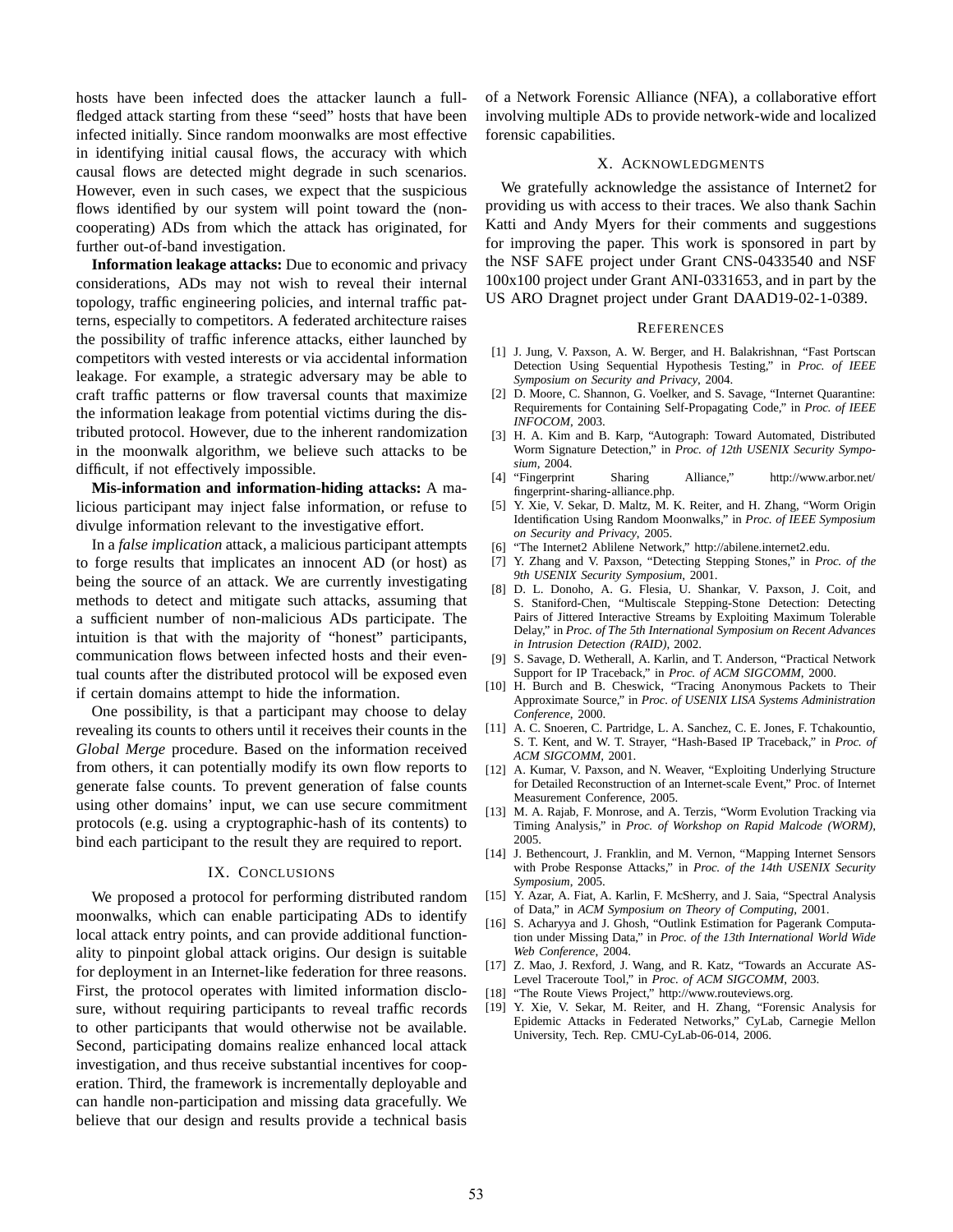hosts have been infected does the attacker launch a full-fledged attack starting from these "seed" hosts that have been infected initially. Since random moonwalks are most effective in identifying initial causal flows, the accuracy with which causal flows are detected might degrade in such scenarios. However, even in such cases, we expect that the suspicious flows identified by our system will point toward the (non-cooperating) ADs from which the attack has originated, for further out-of-band investigation.

**Information leakage attacks:** Due to economic and privacy considerations, ADs may not wish to reveal their internal topology, traffic engineering policies, and internal traffic patterns, especially to competitors. A federated architecture raises the possibility of traffic inference attacks, either launched by competitors with vested interests or via accidental information leakage. For example, a strategic adversary may be able to craft traffic patterns or flow traversal counts that maximize the information leakage from potential victims during the distributed protocol. However, due to the inherent randomization in the moonwalk algorithm, we believe such attacks to be difficult, if not effectively impossible.

**Mis-information and information-hiding attacks:** A malicious participant may inject false information, or refuse to divulge information relevant to the investigative effort.

In a *false implication* attack, a malicious participant attempts to forge results that implicates an innocent AD (or host) as being the source of an attack. We are currently investigating methods to detect and mitigate such attacks, assuming that a sufficient number of non-malicious ADs participate. The intuition is that with the majority of "honest" participants, communication flows between infected hosts and their eventual counts after the distributed protocol will be exposed even if certain domains attempt to hide the information.

One possibility, is that a participant may choose to delay revealing its counts to others until it receives their counts in the *Global Merge* procedure. Based on the information received from others, it can potentially modify its own flow reports to generate false counts. To prevent generation of false counts using other domains' input, we can use secure commitment protocols (e.g. using a cryptographic-hash of its contents) to bind each participant to the result they are required to report.

## IX. Conclusions

We proposed a protocol for performing distributed random moonwalks, which can enable participating ADs to identify local attack entry points, and can provide additional functionality to pinpoint global attack origins. Our design is suitable for deployment in an Internet-like federation for three reasons. First, the protocol operates with limited information disclosure, without requiring participants to reveal traffic records to other participants that would otherwise not be available. Second, participating domains realize enhanced local attack investigation, and thus receive substantial incentives for cooperation. Third, the framework is incrementally deployable and can handle non-participation and missing data gracefully. We believe that our design and results provide a technical basis of a Network Forensic Alliance (NFA), a collaborative effort involving multiple ADs to provide network-wide and localized forensic capabilities.

## X. Acknowledgments

We gratefully acknowledge the assistance of Internet2 for providing us with access to their traces. We also thank Sachin Katti and Andy Myers for their comments and suggestions for improving the paper. This work is sponsored in part by the NSF SAFE project under Grant CNS-0433540 and NSF 100x100 project under Grant ANI-0331653, and in part by the US ARO Dragnet project under Grant DAAD19-02-1-0389.

## References

[1] J. Jung, V. Paxson, A. W. Berger, and H. Balakrishnan, "Fast Portscan Detection Using Sequential Hypothesis Testing," in *Proc. of IEEE Symposium on Security and Privacy*, 2004.

[2] D. Moore, C. Shannon, G. Voelker, and S. Savage, "Internet Quarantine: Requirements for Containing Self-Propagating Code," in *Proc. of IEEE INFOCOM*, 2003.

[3] H. A. Kim and B. Karp, "Autograph: Toward Automated, Distributed Worm Signature Detection," in *Proc. of 12th USENIX Security Symposium*, 2004.

[4] "Fingerprint Sharing Alliance," http://www.arbor.net/fingerprint-sharing-alliance.php.

[5] Y. Xie, V. Sekar, D. Maltz, M. K. Reiter, and H. Zhang, "Worm Origin Identification Using Random Moonwalks," in *Proc. of IEEE Symposium on Security and Privacy*, 2005.

[6] "The Internet2 Ablilene Network," http://abilene.internet2.edu.

[7] Y. Zhang and V. Paxson, "Detecting Stepping Stones," in *Proc. of the 9th USENIX Security Symposium*, 2001.

[8] D. L. Donoho, A. G. Flesia, U. Shankar, V. Paxson, J. Coit, and S. Staniford-Chen, "Multiscale Stepping-Stone Detection: Detecting Pairs of Jittered Interactive Streams by Exploiting Maximum Tolerable Delay," in *Proc. of The 5th International Symposium on Recent Advances in Intrusion Detection (RAID)*, 2002.

[9] S. Savage, D. Wetherall, A. Karlin, and T. Anderson, "Practical Network Support for IP Traceback," in *Proc. of ACM SIGCOMM*, 2000.

[10] H. Burch and B. Cheswick, "Tracing Anonymous Packets to Their Approximate Source," in *Proc. of USENIX LISA Systems Administration Conference*, 2000.

[11] A. C. Snoeren, C. Partridge, L. A. Sanchez, C. E. Jones, F. Tchakountio, S. T. Kent, and W. T. Strayer, "Hash-Based IP Traceback," in *Proc. of ACM SIGCOMM*, 2001.

[12] A. Kumar, V. Paxson, and N. Weaver, "Exploiting Underlying Structure for Detailed Reconstruction of an Internet-scale Event," Proc. of Internet Measurement Conference, 2005.

[13] M. A. Rajab, F. Monrose, and A. Terzis, "Worm Evolution Tracking via Timing Analysis," in *Proc. of Workshop on Rapid Malcode (WORM)*, 2005.

[14] J. Bethencourt, J. Franklin, and M. Vernon, "Mapping Internet Sensors with Probe Response Attacks," in *Proc. of the 14th USENIX Security Symposium*, 2005.

[15] Y. Azar, A. Fiat, A. Karlin, F. McSherry, and J. Saia, "Spectral Analysis of Data," in *ACM Symposium on Theory of Computing*, 2001.

[16] S. Acharyya and J. Ghosh, "Outlink Estimation for Pagerank Computation under Missing Data," in *Proc. of the 13th International World Wide Web Conference*, 2004.

[17] Z. Mao, J. Rexford, J. Wang, and R. Katz, "Towards an Accurate AS-Level Traceroute Tool," in *Proc. of ACM SIGCOMM*, 2003.

[18] "The Route Views Project," http://www.routeviews.org.

[19] Y. Xie, V. Sekar, M. Reiter, and H. Zhang, "Forensic Analysis for Epidemic Attacks in Federated Networks," CyLab, Carnegie Mellon University, Tech. Rep. CMU-CyLab-06-014, 2006.